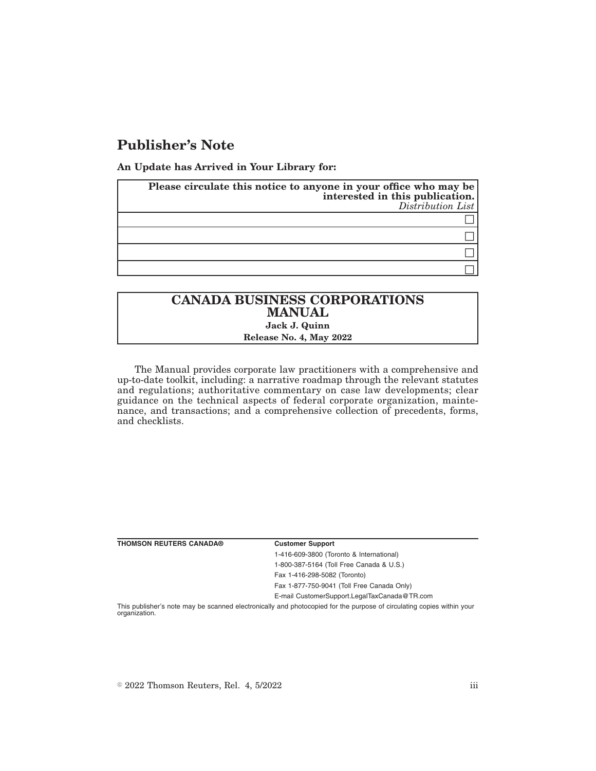# Publisher's Note

**An Update has Arrived in Your Library for:**

| **Please circulate this notice to anyone in your office who may be interested in this publication.** *Distribution List* |
| --- |
| ☐ |
| ☐ |
| ☐ |
| ☐ |

## CANADA BUSINESS CORPORATIONS MANUAL

**Jack J. Quinn**

**Release No. 4, May 2022**

The Manual provides corporate law practitioners with a comprehensive and up-to-date toolkit, including: a narrative roadmap through the relevant statutes and regulations; authoritative commentary on case law developments; clear guidance on the technical aspects of federal corporate organization, maintenance, and transactions; and a comprehensive collection of precedents, forms, and checklists.

**THOMSON REUTERS CANADA®**

**Customer Support**

1-416-609-3800 (Toronto & International)

1-800-387-5164 (Toll Free Canada & U.S.)

Fax 1-416-298-5082 (Toronto)

Fax 1-877-750-9041 (Toll Free Canada Only)

E-mail CustomerSupport.LegalTaxCanada@TR.com

This publisher's note may be scanned electronically and photocopied for the purpose of circulating copies within your organization.

© 2022 Thomson Reuters, Rel. 4, 5/2022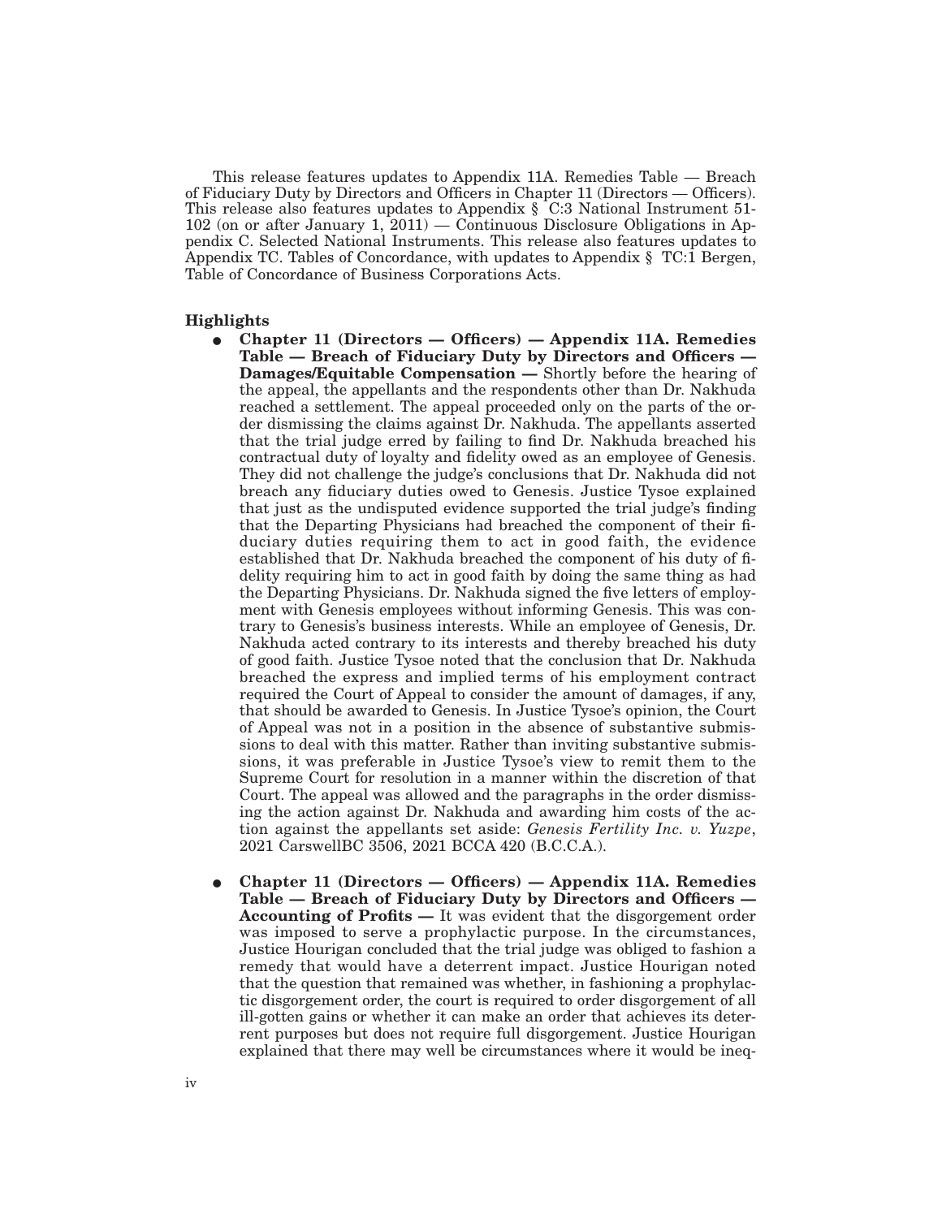This release features updates to Appendix 11A. Remedies Table — Breach of Fiduciary Duty by Directors and Officers in Chapter 11 (Directors — Officers). This release also features updates to Appendix § C:3 National Instrument 51-102 (on or after January 1, 2011) — Continuous Disclosure Obligations in Appendix C. Selected National Instruments. This release also features updates to Appendix TC. Tables of Concordance, with updates to Appendix § TC:1 Bergen, Table of Concordance of Business Corporations Acts.

**Highlights**

- **Chapter 11 (Directors — Officers) — Appendix 11A. Remedies Table — Breach of Fiduciary Duty by Directors and Officers — Damages/Equitable Compensation —** Shortly before the hearing of the appeal, the appellants and the respondents other than Dr. Nakhuda reached a settlement. The appeal proceeded only on the parts of the order dismissing the claims against Dr. Nakhuda. The appellants asserted that the trial judge erred by failing to find Dr. Nakhuda breached his contractual duty of loyalty and fidelity owed as an employee of Genesis. They did not challenge the judge's conclusions that Dr. Nakhuda did not breach any fiduciary duties owed to Genesis. Justice Tysoe explained that just as the undisputed evidence supported the trial judge's finding that the Departing Physicians had breached the component of their fiduciary duties requiring them to act in good faith, the evidence established that Dr. Nakhuda breached the component of his duty of fidelity requiring him to act in good faith by doing the same thing as had the Departing Physicians. Dr. Nakhuda signed the five letters of employment with Genesis employees without informing Genesis. This was contrary to Genesis's business interests. While an employee of Genesis, Dr. Nakhuda acted contrary to its interests and thereby breached his duty of good faith. Justice Tysoe noted that the conclusion that Dr. Nakhuda breached the express and implied terms of his employment contract required the Court of Appeal to consider the amount of damages, if any, that should be awarded to Genesis. In Justice Tysoe's opinion, the Court of Appeal was not in a position in the absence of substantive submissions to deal with this matter. Rather than inviting substantive submissions, it was preferable in Justice Tysoe's view to remit them to the Supreme Court for resolution in a manner within the discretion of that Court. The appeal was allowed and the paragraphs in the order dismissing the action against Dr. Nakhuda and awarding him costs of the action against the appellants set aside: *Genesis Fertility Inc. v. Yuzpe*, 2021 CarswellBC 3506, 2021 BCCA 420 (B.C.C.A.).

- **Chapter 11 (Directors — Officers) — Appendix 11A. Remedies Table — Breach of Fiduciary Duty by Directors and Officers — Accounting of Profits —** It was evident that the disgorgement order was imposed to serve a prophylactic purpose. In the circumstances, Justice Hourigan concluded that the trial judge was obliged to fashion a remedy that would have a deterrent impact. Justice Hourigan noted that the question that remained was whether, in fashioning a prophylactic disgorgement order, the court is required to order disgorgement of all ill-gotten gains or whether it can make an order that achieves its deterrent purposes but does not require full disgorgement. Justice Hourigan explained that there may well be circumstances where it would be ineq-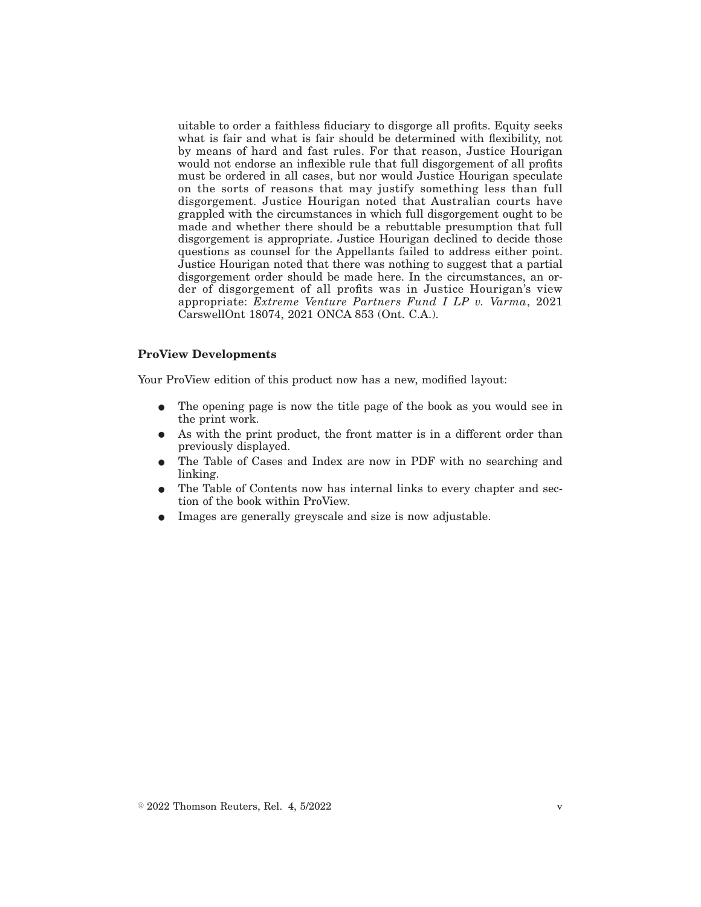uitable to order a faithless fiduciary to disgorge all profits. Equity seeks what is fair and what is fair should be determined with flexibility, not by means of hard and fast rules. For that reason, Justice Hourigan would not endorse an inflexible rule that full disgorgement of all profits must be ordered in all cases, but nor would Justice Hourigan speculate on the sorts of reasons that may justify something less than full disgorgement. Justice Hourigan noted that Australian courts have grappled with the circumstances in which full disgorgement ought to be made and whether there should be a rebuttable presumption that full disgorgement is appropriate. Justice Hourigan declined to decide those questions as counsel for the Appellants failed to address either point. Justice Hourigan noted that there was nothing to suggest that a partial disgorgement order should be made here. In the circumstances, an order of disgorgement of all profits was in Justice Hourigan's view appropriate: *Extreme Venture Partners Fund I LP v. Varma*, 2021 CarswellOnt 18074, 2021 ONCA 853 (Ont. C.A.).

**ProView Developments**

Your ProView edition of this product now has a new, modified layout:

- The opening page is now the title page of the book as you would see in the print work.
- As with the print product, the front matter is in a different order than previously displayed.
- The Table of Cases and Index are now in PDF with no searching and linking.
- The Table of Contents now has internal links to every chapter and section of the book within ProView.
- Images are generally greyscale and size is now adjustable.